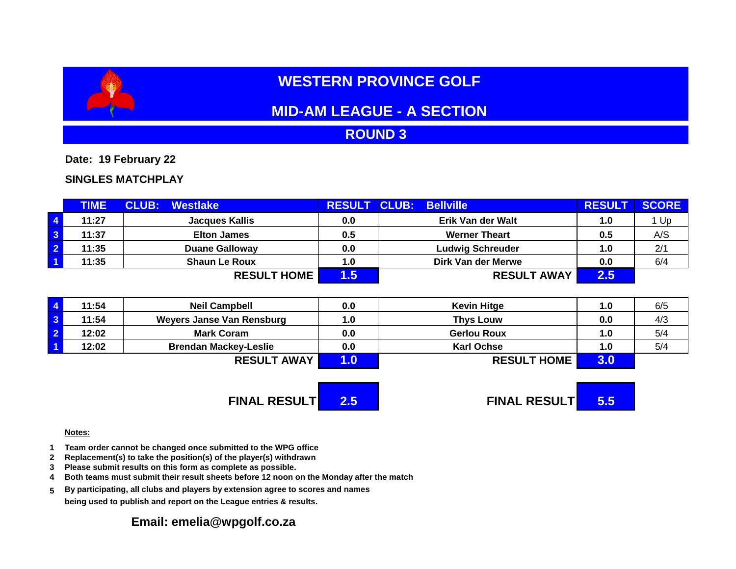# WESTERN PROVINCE GOLF

## MID-AM LEAGUE - A SECTION

## ROUND 3

**Date: 19 February 22**

**SINGLES MATCHPLAY**

| | TIME | CLUB: Westlake | RESULT | CLUB: Bellville | RESULT | SCORE |
|---|---|---|---|---|---|---|
| 4 | 11:27 | Jacques Kallis | 0.0 | Erik Van der Walt | 1.0 | 1 Up |
| 3 | 11:37 | Elton James | 0.5 | Werner Theart | 0.5 | A/S |
| 2 | 11:35 | Duane Galloway | 0.0 | Ludwig Schreuder | 1.0 | 2/1 |
| 1 | 11:35 | Shaun Le Roux | 1.0 | Dirk Van der Merwe | 0.0 | 6/4 |
| | | **RESULT HOME** | **1.5** | **RESULT AWAY** | **2.5** | |

| | TIME | Player | RESULT | Player | RESULT | SCORE |
|---|---|---|---|---|---|---|
| 4 | 11:54 | Neil Campbell | 0.0 | Kevin Hitge | 1.0 | 6/5 |
| 3 | 11:54 | Weyers Janse Van Rensburg | 1.0 | Thys Louw | 0.0 | 4/3 |
| 2 | 12:02 | Mark Coram | 0.0 | Gerlou Roux | 1.0 | 5/4 |
| 1 | 12:02 | Brendan Mackey-Leslie | 0.0 | Karl Ochse | 1.0 | 5/4 |
| | | **RESULT AWAY** | **1.0** | **RESULT HOME** | **3.0** | |

| | FINAL RESULT | | FINAL RESULT |
|---|---|---|---|
| **FINAL RESULT** | **2.5** | **FINAL RESULT** | **5.5** |

**Notes:**

1. Team order cannot be changed once submitted to the WPG office
2. Replacement(s) to take the position(s) of the player(s) withdrawn
3. Please submit results on this form as complete as possible.
4. Both teams must submit their result sheets before 12 noon on the Monday after the match
5. By participating, all clubs and players by extension agree to scores and names being used to publish and report on the League entries & results.

**Email: emelia@wpgolf.co.za**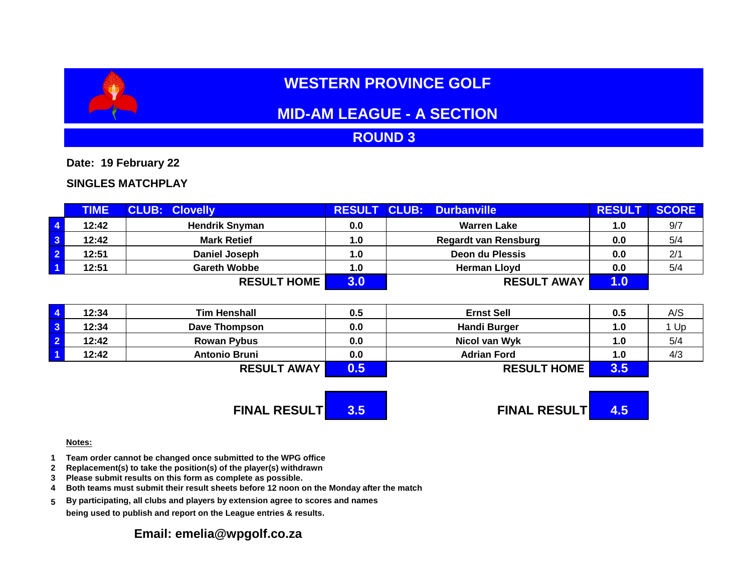# WESTERN PROVINCE GOLF

## MID-AM LEAGUE - A SECTION

## ROUND 3

**Date: 19 February 22**

**SINGLES MATCHPLAY**

| | TIME | CLUB: Clovelly | RESULT | CLUB: Durbanville | RESULT | SCORE |
|---|---|---|---|---|---|---|
| 4 | 12:42 | Hendrik Snyman | 0.0 | Warren Lake | 1.0 | 9/7 |
| 3 | 12:42 | Mark Retief | 1.0 | Regardt van Rensburg | 0.0 | 5/4 |
| 2 | 12:51 | Daniel Joseph | 1.0 | Deon du Plessis | 0.0 | 2/1 |
| 1 | 12:51 | Gareth Wobbe | 1.0 | Herman Lloyd | 0.0 | 5/4 |
| | | **RESULT HOME** | **3.0** | **RESULT AWAY** | **1.0** | |

| | | | | | | |
|---|---|---|---|---|---|---|
| 4 | 12:34 | Tim Henshall | 0.5 | Ernst Sell | 0.5 | A/S |
| 3 | 12:34 | Dave Thompson | 0.0 | Handi Burger | 1.0 | 1 Up |
| 2 | 12:42 | Rowan Pybus | 0.0 | Nicol van Wyk | 1.0 | 5/4 |
| 1 | 12:42 | Antonio Bruni | 0.0 | Adrian Ford | 1.0 | 4/3 |
| | | **RESULT AWAY** | **0.5** | **RESULT HOME** | **3.5** | |

| | | | |
|---|---|---|---|
| **FINAL RESULT** | **3.5** | **FINAL RESULT** | **4.5** |

**Notes:**

1. Team order cannot be changed once submitted to the WPG office
2. Replacement(s) to take the position(s) of the player(s) withdrawn
3. Please submit results on this form as complete as possible.
4. Both teams must submit their result sheets before 12 noon on the Monday after the match
5. By participating, all clubs and players by extension agree to scores and names being used to publish and report on the League entries & results.

**Email: emelia@wpgolf.co.za**